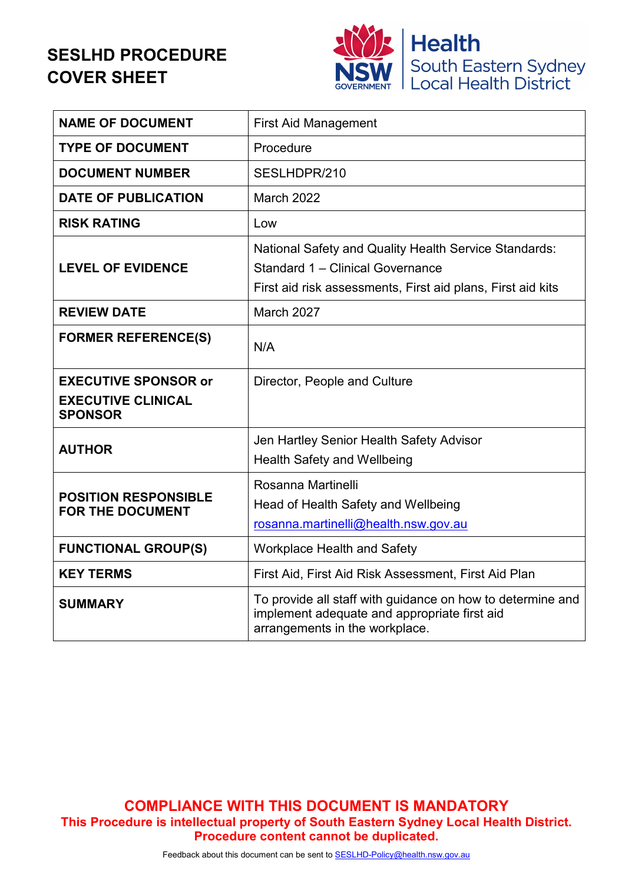# SESLHD PROCEDURE COVER SHEET

Health
South Eastern Sydney
Local Health District

| NAME OF DOCUMENT | First Aid Management |
| --- | --- |
| **TYPE OF DOCUMENT** | Procedure |
| **DOCUMENT NUMBER** | SESLHDPR/210 |
| **DATE OF PUBLICATION** | March 2022 |
| **RISK RATING** | Low |
| **LEVEL OF EVIDENCE** | National Safety and Quality Health Service Standards: Standard 1 – Clinical Governance<br>First aid risk assessments, First aid plans, First aid kits |
| **REVIEW DATE** | March 2027 |
| **FORMER REFERENCE(S)** | N/A |
| **EXECUTIVE SPONSOR or EXECUTIVE CLINICAL SPONSOR** | Director, People and Culture |
| **AUTHOR** | Jen Hartley Senior Health Safety Advisor<br>Health Safety and Wellbeing |
| **POSITION RESPONSIBLE FOR THE DOCUMENT** | Rosanna Martinelli<br>Head of Health Safety and Wellbeing<br>rosanna.martinelli@health.nsw.gov.au |
| **FUNCTIONAL GROUP(S)** | Workplace Health and Safety |
| **KEY TERMS** | First Aid, First Aid Risk Assessment, First Aid Plan |
| **SUMMARY** | To provide all staff with guidance on how to determine and implement adequate and appropriate first aid arrangements in the workplace. |

**COMPLIANCE WITH THIS DOCUMENT IS MANDATORY**

**This Procedure is intellectual property of South Eastern Sydney Local Health District. Procedure content cannot be duplicated.**

Feedback about this document can be sent to SESLHD-Policy@health.nsw.gov.au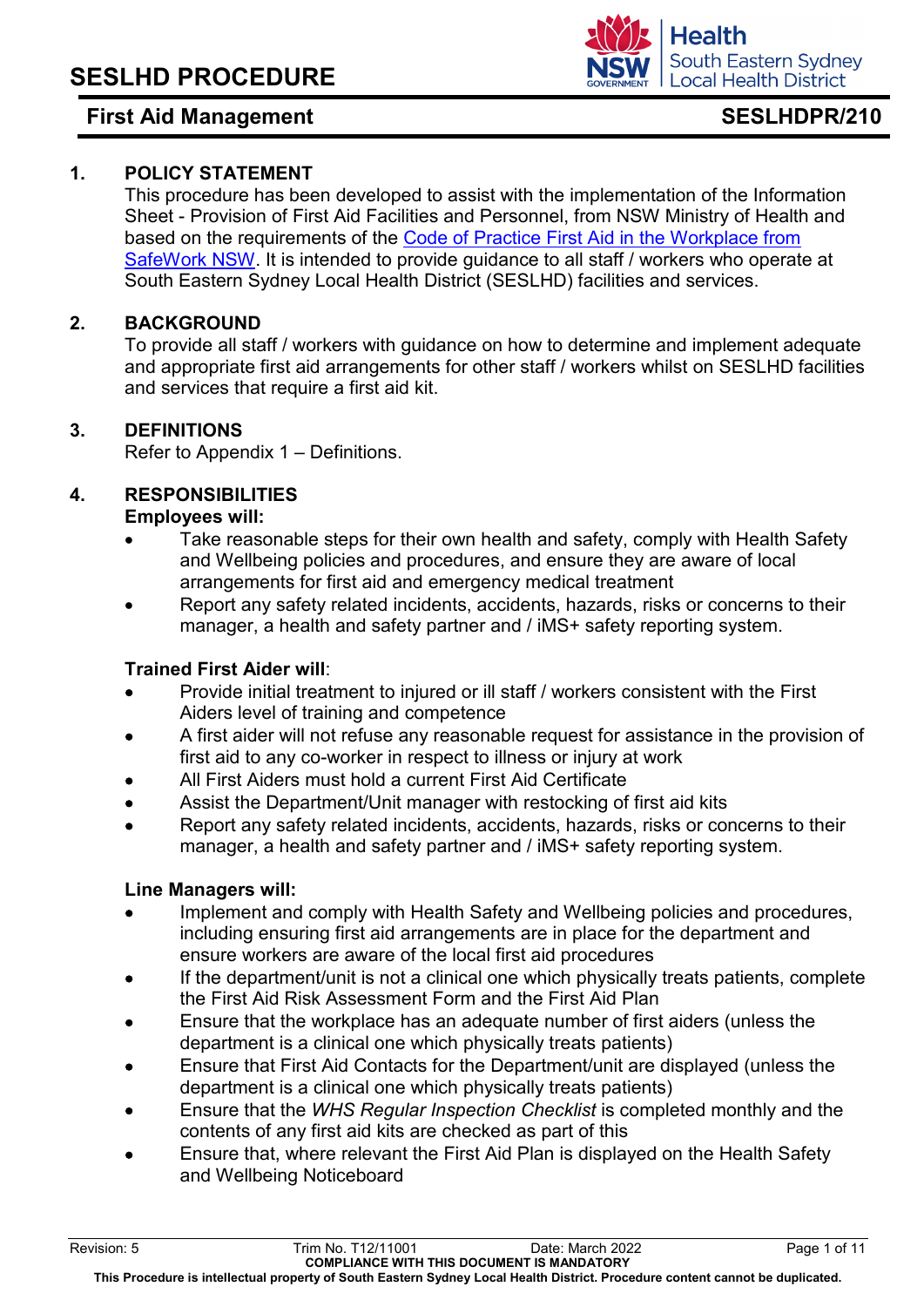# SESLHD PROCEDURE

**First Aid Management** **SESLHDPR/210**

## 1. POLICY STATEMENT

This procedure has been developed to assist with the implementation of the Information Sheet - Provision of First Aid Facilities and Personnel, from NSW Ministry of Health and based on the requirements of the [Code of Practice First Aid in the Workplace from SafeWork NSW](). It is intended to provide guidance to all staff / workers who operate at South Eastern Sydney Local Health District (SESLHD) facilities and services.

## 2. BACKGROUND

To provide all staff / workers with guidance on how to determine and implement adequate and appropriate first aid arrangements for other staff / workers whilst on SESLHD facilities and services that require a first aid kit.

## 3. DEFINITIONS

Refer to Appendix 1 – Definitions.

## 4. RESPONSIBILITIES

**Employees will:**

- Take reasonable steps for their own health and safety, comply with Health Safety and Wellbeing policies and procedures, and ensure they are aware of local arrangements for first aid and emergency medical treatment
- Report any safety related incidents, accidents, hazards, risks or concerns to their manager, a health and safety partner and / iMS+ safety reporting system.

**Trained First Aider will**:

- Provide initial treatment to injured or ill staff / workers consistent with the First Aiders level of training and competence
- A first aider will not refuse any reasonable request for assistance in the provision of first aid to any co-worker in respect to illness or injury at work
- All First Aiders must hold a current First Aid Certificate
- Assist the Department/Unit manager with restocking of first aid kits
- Report any safety related incidents, accidents, hazards, risks or concerns to their manager, a health and safety partner and / iMS+ safety reporting system.

**Line Managers will:**

- Implement and comply with Health Safety and Wellbeing policies and procedures, including ensuring first aid arrangements are in place for the department and ensure workers are aware of the local first aid procedures
- If the department/unit is not a clinical one which physically treats patients, complete the First Aid Risk Assessment Form and the First Aid Plan
- Ensure that the workplace has an adequate number of first aiders (unless the department is a clinical one which physically treats patients)
- Ensure that First Aid Contacts for the Department/unit are displayed (unless the department is a clinical one which physically treats patients)
- Ensure that the *WHS Regular Inspection Checklist* is completed monthly and the contents of any first aid kits are checked as part of this
- Ensure that, where relevant the First Aid Plan is displayed on the Health Safety and Wellbeing Noticeboard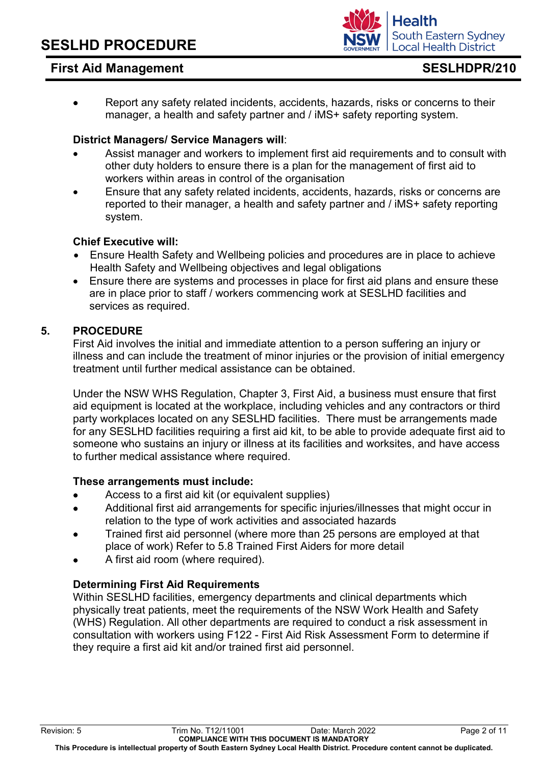- Report any safety related incidents, accidents, hazards, risks or concerns to their manager, a health and safety partner and / iMS+ safety reporting system.

**District Managers/ Service Managers will**:

- Assist manager and workers to implement first aid requirements and to consult with other duty holders to ensure there is a plan for the management of first aid to workers within areas in control of the organisation
- Ensure that any safety related incidents, accidents, hazards, risks or concerns are reported to their manager, a health and safety partner and / iMS+ safety reporting system.

**Chief Executive will:**

- Ensure Health Safety and Wellbeing policies and procedures are in place to achieve Health Safety and Wellbeing objectives and legal obligations
- Ensure there are systems and processes in place for first aid plans and ensure these are in place prior to staff / workers commencing work at SESLHD facilities and services as required.

## 5. PROCEDURE

First Aid involves the initial and immediate attention to a person suffering an injury or illness and can include the treatment of minor injuries or the provision of initial emergency treatment until further medical assistance can be obtained.

Under the NSW WHS Regulation, Chapter 3, First Aid, a business must ensure that first aid equipment is located at the workplace, including vehicles and any contractors or third party workplaces located on any SESLHD facilities. There must be arrangements made for any SESLHD facilities requiring a first aid kit, to be able to provide adequate first aid to someone who sustains an injury or illness at its facilities and worksites, and have access to further medical assistance where required.

**These arrangements must include:**

- Access to a first aid kit (or equivalent supplies)
- Additional first aid arrangements for specific injuries/illnesses that might occur in relation to the type of work activities and associated hazards
- Trained first aid personnel (where more than 25 persons are employed at that place of work) Refer to 5.8 Trained First Aiders for more detail
- A first aid room (where required).

**Determining First Aid Requirements**

Within SESLHD facilities, emergency departments and clinical departments which physically treat patients, meet the requirements of the NSW Work Health and Safety (WHS) Regulation. All other departments are required to conduct a risk assessment in consultation with workers using F122 - First Aid Risk Assessment Form to determine if they require a first aid kit and/or trained first aid personnel.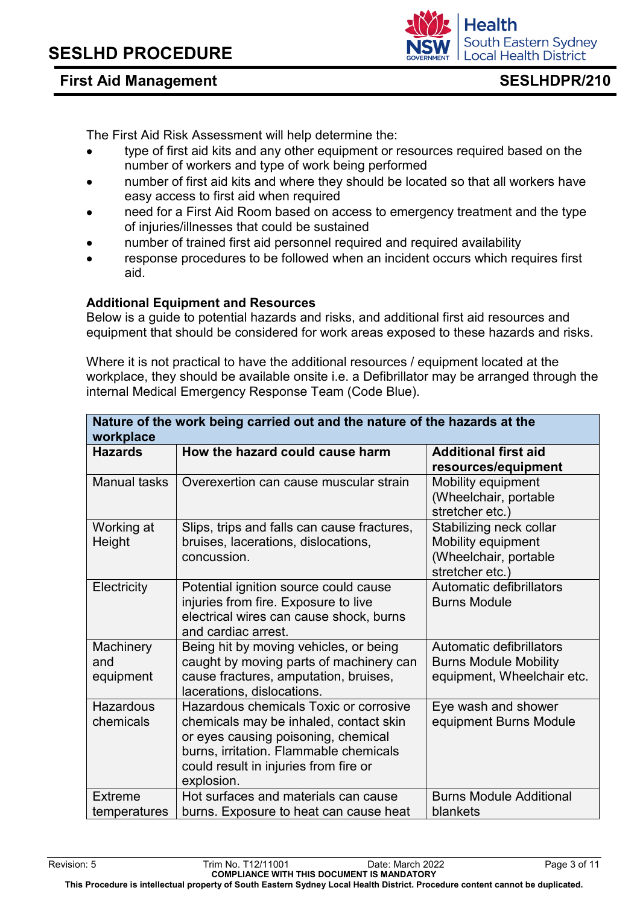The First Aid Risk Assessment will help determine the:

- type of first aid kits and any other equipment or resources required based on the number of workers and type of work being performed
- number of first aid kits and where they should be located so that all workers have easy access to first aid when required
- need for a First Aid Room based on access to emergency treatment and the type of injuries/illnesses that could be sustained
- number of trained first aid personnel required and required availability
- response procedures to be followed when an incident occurs which requires first aid.

**Additional Equipment and Resources**
Below is a guide to potential hazards and risks, and additional first aid resources and equipment that should be considered for work areas exposed to these hazards and risks.

Where it is not practical to have the additional resources / equipment located at the workplace, they should be available onsite i.e. a Defibrillator may be arranged through the internal Medical Emergency Response Team (Code Blue).

| **Nature of the work being carried out and the nature of the hazards at the workplace** | | |
|---|---|---|
| **Hazards** | **How the hazard could cause harm** | **Additional first aid resources/equipment** |
| Manual tasks | Overexertion can cause muscular strain | Mobility equipment (Wheelchair, portable stretcher etc.) |
| Working at Height | Slips, trips and falls can cause fractures, bruises, lacerations, dislocations, concussion. | Stabilizing neck collar Mobility equipment (Wheelchair, portable stretcher etc.) |
| Electricity | Potential ignition source could cause injuries from fire. Exposure to live electrical wires can cause shock, burns and cardiac arrest. | Automatic defibrillators Burns Module |
| Machinery and equipment | Being hit by moving vehicles, or being caught by moving parts of machinery can cause fractures, amputation, bruises, lacerations, dislocations. | Automatic defibrillators Burns Module Mobility equipment, Wheelchair etc. |
| Hazardous chemicals | Hazardous chemicals Toxic or corrosive chemicals may be inhaled, contact skin or eyes causing poisoning, chemical burns, irritation. Flammable chemicals could result in injuries from fire or explosion. | Eye wash and shower equipment Burns Module |
| Extreme temperatures | Hot surfaces and materials can cause burns. Exposure to heat can cause heat | Burns Module Additional blankets |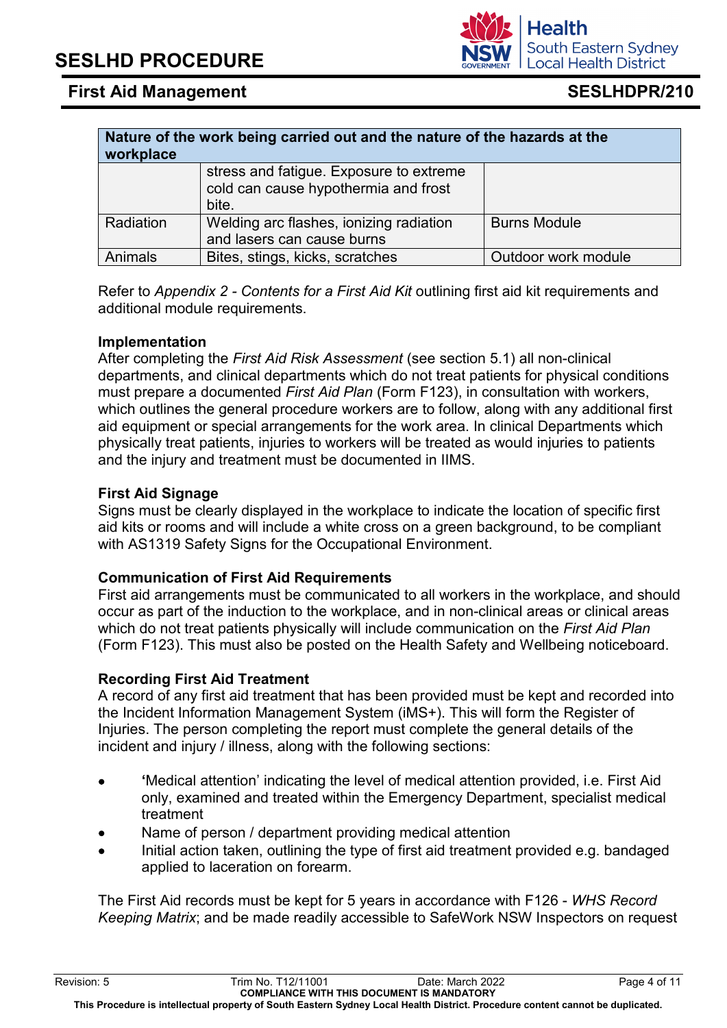| Nature of the work being carried out and the nature of the hazards at the workplace | | |
|---|---|---|
| | stress and fatigue. Exposure to extreme cold can cause hypothermia and frost bite. | |
| Radiation | Welding arc flashes, ionizing radiation and lasers can cause burns | Burns Module |
| Animals | Bites, stings, kicks, scratches | Outdoor work module |

Refer to *Appendix 2 - Contents for a First Aid Kit* outlining first aid kit requirements and additional module requirements.

**Implementation**

After completing the *First Aid Risk Assessment* (see section 5.1) all non-clinical departments, and clinical departments which do not treat patients for physical conditions must prepare a documented *First Aid Plan* (Form F123), in consultation with workers, which outlines the general procedure workers are to follow, along with any additional first aid equipment or special arrangements for the work area. In clinical Departments which physically treat patients, injuries to workers will be treated as would injuries to patients and the injury and treatment must be documented in IIMS.

**First Aid Signage**

Signs must be clearly displayed in the workplace to indicate the location of specific first aid kits or rooms and will include a white cross on a green background, to be compliant with AS1319 Safety Signs for the Occupational Environment.

**Communication of First Aid Requirements**

First aid arrangements must be communicated to all workers in the workplace, and should occur as part of the induction to the workplace, and in non-clinical areas or clinical areas which do not treat patients physically will include communication on the *First Aid Plan* (Form F123). This must also be posted on the Health Safety and Wellbeing noticeboard.

**Recording First Aid Treatment**

A record of any first aid treatment that has been provided must be kept and recorded into the Incident Information Management System (iMS+). This will form the Register of Injuries. The person completing the report must complete the general details of the incident and injury / illness, along with the following sections:

- **'**Medical attention' indicating the level of medical attention provided, i.e. First Aid only, examined and treated within the Emergency Department, specialist medical treatment
- Name of person / department providing medical attention
- Initial action taken, outlining the type of first aid treatment provided e.g. bandaged applied to laceration on forearm.

The First Aid records must be kept for 5 years in accordance with F126 - *WHS Record Keeping Matrix*; and be made readily accessible to SafeWork NSW Inspectors on request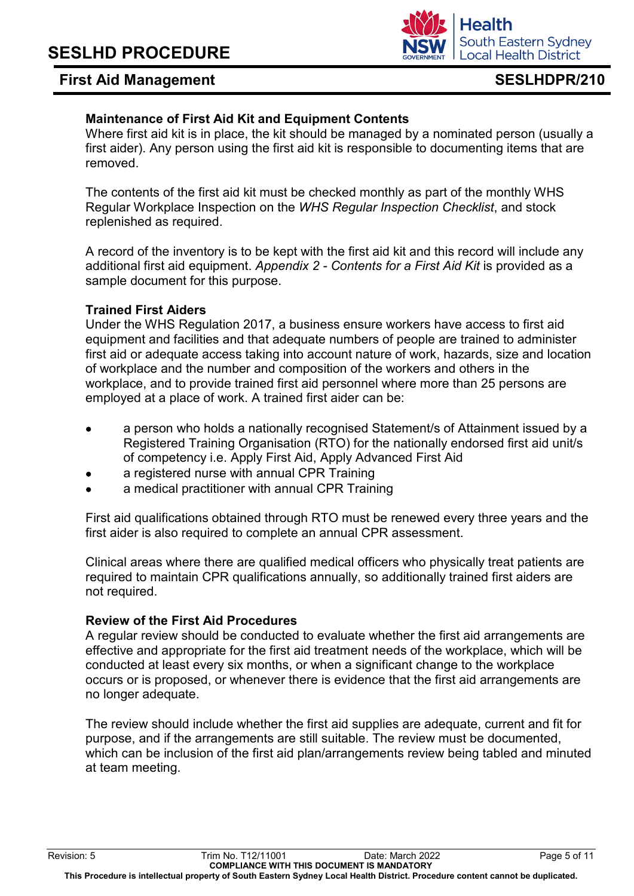**Maintenance of First Aid Kit and Equipment Contents**

Where first aid kit is in place, the kit should be managed by a nominated person (usually a first aider). Any person using the first aid kit is responsible to documenting items that are removed.

The contents of the first aid kit must be checked monthly as part of the monthly WHS Regular Workplace Inspection on the *WHS Regular Inspection Checklist*, and stock replenished as required.

A record of the inventory is to be kept with the first aid kit and this record will include any additional first aid equipment. *Appendix 2 - Contents for a First Aid Kit* is provided as a sample document for this purpose.

**Trained First Aiders**

Under the WHS Regulation 2017, a business ensure workers have access to first aid equipment and facilities and that adequate numbers of people are trained to administer first aid or adequate access taking into account nature of work, hazards, size and location of workplace and the number and composition of the workers and others in the workplace, and to provide trained first aid personnel where more than 25 persons are employed at a place of work. A trained first aider can be:

- a person who holds a nationally recognised Statement/s of Attainment issued by a Registered Training Organisation (RTO) for the nationally endorsed first aid unit/s of competency i.e. Apply First Aid, Apply Advanced First Aid
- a registered nurse with annual CPR Training
- a medical practitioner with annual CPR Training

First aid qualifications obtained through RTO must be renewed every three years and the first aider is also required to complete an annual CPR assessment.

Clinical areas where there are qualified medical officers who physically treat patients are required to maintain CPR qualifications annually, so additionally trained first aiders are not required.

**Review of the First Aid Procedures**

A regular review should be conducted to evaluate whether the first aid arrangements are effective and appropriate for the first aid treatment needs of the workplace, which will be conducted at least every six months, or when a significant change to the workplace occurs or is proposed, or whenever there is evidence that the first aid arrangements are no longer adequate.

The review should include whether the first aid supplies are adequate, current and fit for purpose, and if the arrangements are still suitable. The review must be documented, which can be inclusion of the first aid plan/arrangements review being tabled and minuted at team meeting.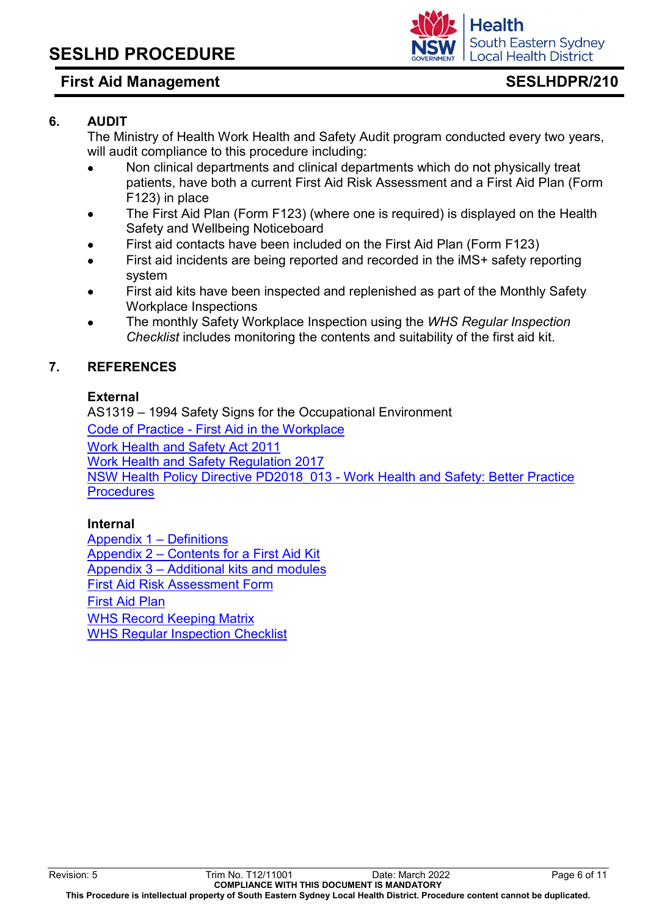## 6. AUDIT

The Ministry of Health Work Health and Safety Audit program conducted every two years, will audit compliance to this procedure including:

- Non clinical departments and clinical departments which do not physically treat patients, have both a current First Aid Risk Assessment and a First Aid Plan (Form F123) in place
- The First Aid Plan (Form F123) (where one is required) is displayed on the Health Safety and Wellbeing Noticeboard
- First aid contacts have been included on the First Aid Plan (Form F123)
- First aid incidents are being reported and recorded in the iMS+ safety reporting system
- First aid kits have been inspected and replenished as part of the Monthly Safety Workplace Inspections
- The monthly Safety Workplace Inspection using the *WHS Regular Inspection Checklist* includes monitoring the contents and suitability of the first aid kit.

## 7. REFERENCES

**External**

AS1319 – 1994 Safety Signs for the Occupational Environment
Code of Practice - First Aid in the Workplace
Work Health and Safety Act 2011
Work Health and Safety Regulation 2017
NSW Health Policy Directive PD2018_013 - Work Health and Safety: Better Practice Procedures

**Internal**

Appendix 1 – Definitions
Appendix 2 – Contents for a First Aid Kit
Appendix 3 – Additional kits and modules
First Aid Risk Assessment Form
First Aid Plan
WHS Record Keeping Matrix
WHS Regular Inspection Checklist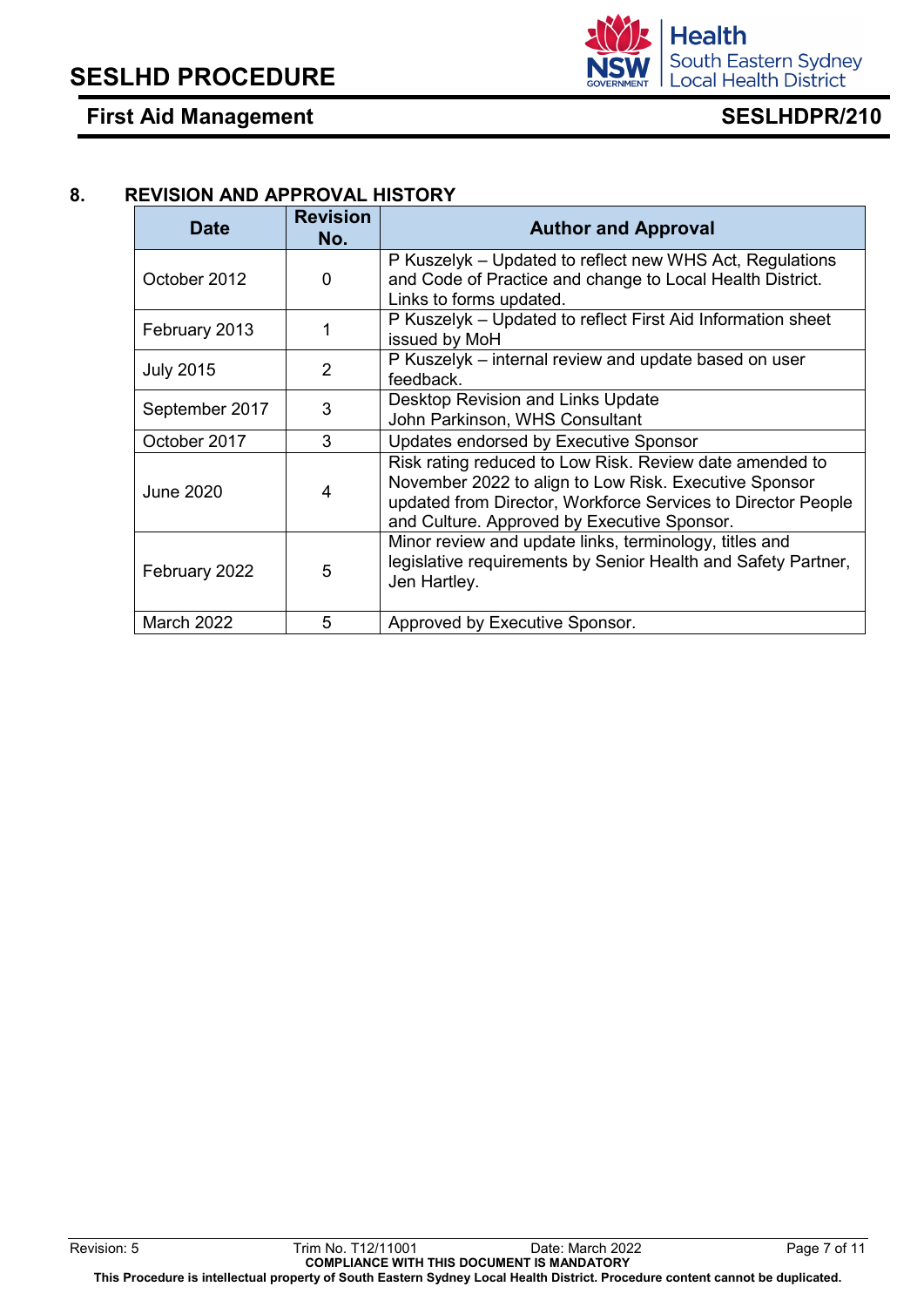## 8. REVISION AND APPROVAL HISTORY

| Date | Revision No. | Author and Approval |
|---|---|---|
| October 2012 | 0 | P Kuszelyk – Updated to reflect new WHS Act, Regulations and Code of Practice and change to Local Health District. Links to forms updated. |
| February 2013 | 1 | P Kuszelyk – Updated to reflect First Aid Information sheet issued by MoH |
| July 2015 | 2 | P Kuszelyk – internal review and update based on user feedback. |
| September 2017 | 3 | Desktop Revision and Links Update John Parkinson, WHS Consultant |
| October 2017 | 3 | Updates endorsed by Executive Sponsor |
| June 2020 | 4 | Risk rating reduced to Low Risk. Review date amended to November 2022 to align to Low Risk. Executive Sponsor updated from Director, Workforce Services to Director People and Culture. Approved by Executive Sponsor. |
| February 2022 | 5 | Minor review and update links, terminology, titles and legislative requirements by Senior Health and Safety Partner, Jen Hartley. |
| March 2022 | 5 | Approved by Executive Sponsor. |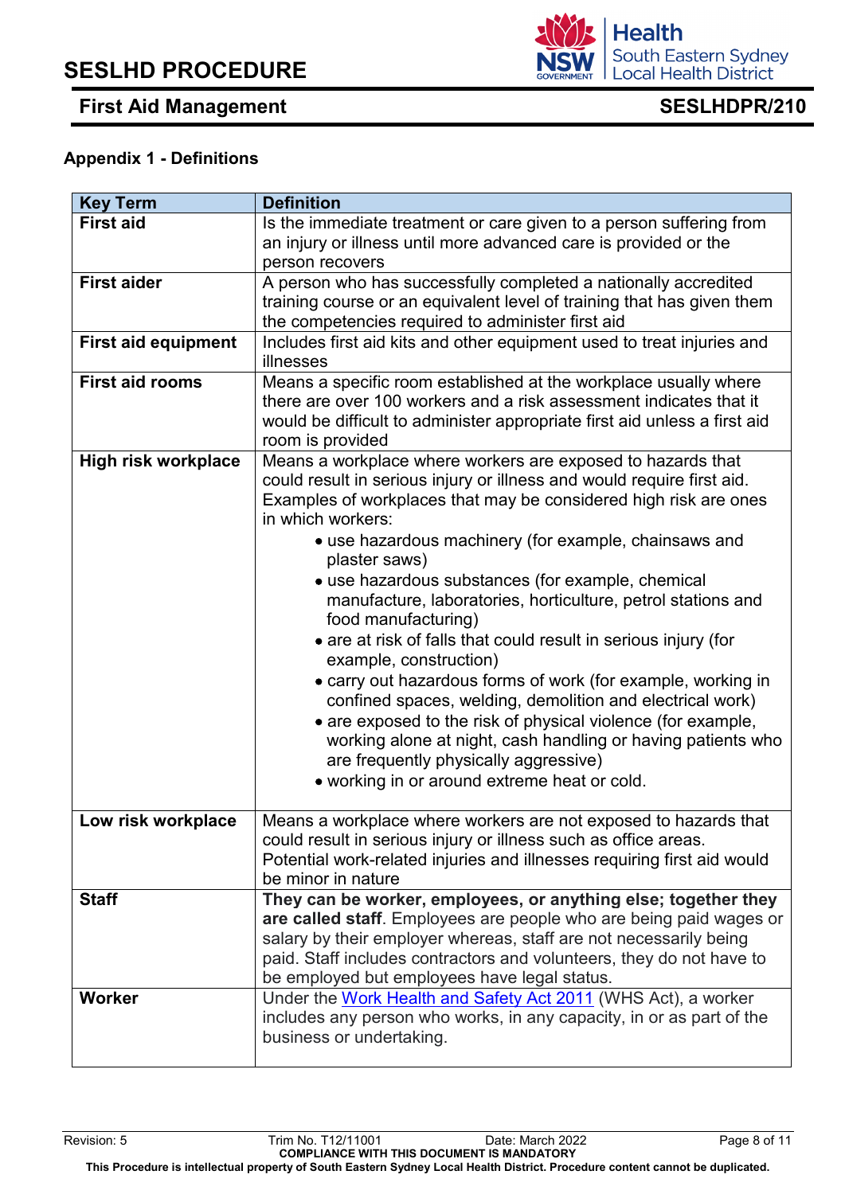### Appendix 1 - Definitions

| Key Term | Definition |
|---|---|
| **First aid** | Is the immediate treatment or care given to a person suffering from an injury or illness until more advanced care is provided or the person recovers |
| **First aider** | A person who has successfully completed a nationally accredited training course or an equivalent level of training that has given them the competencies required to administer first aid |
| **First aid equipment** | Includes first aid kits and other equipment used to treat injuries and illnesses |
| **First aid rooms** | Means a specific room established at the workplace usually where there are over 100 workers and a risk assessment indicates that it would be difficult to administer appropriate first aid unless a first aid room is provided |
| **High risk workplace** | Means a workplace where workers are exposed to hazards that could result in serious injury or illness and would require first aid. Examples of workplaces that may be considered high risk are ones in which workers: <br>• use hazardous machinery (for example, chainsaws and plaster saws) <br>• use hazardous substances (for example, chemical manufacture, laboratories, horticulture, petrol stations and food manufacturing) <br>• are at risk of falls that could result in serious injury (for example, construction) <br>• carry out hazardous forms of work (for example, working in confined spaces, welding, demolition and electrical work) <br>• are exposed to the risk of physical violence (for example, working alone at night, cash handling or having patients who are frequently physically aggressive) <br>• working in or around extreme heat or cold. |
| **Low risk workplace** | Means a workplace where workers are not exposed to hazards that could result in serious injury or illness such as office areas. Potential work-related injuries and illnesses requiring first aid would be minor in nature |
| **Staff** | **They can be worker, employees, or anything else; together they are called staff**. Employees are people who are being paid wages or salary by their employer whereas, staff are not necessarily being paid. Staff includes contractors and volunteers, they do not have to be employed but employees have legal status. |
| **Worker** | Under the Work Health and Safety Act 2011 (WHS Act), a worker includes any person who works, in any capacity, in or as part of the business or undertaking. |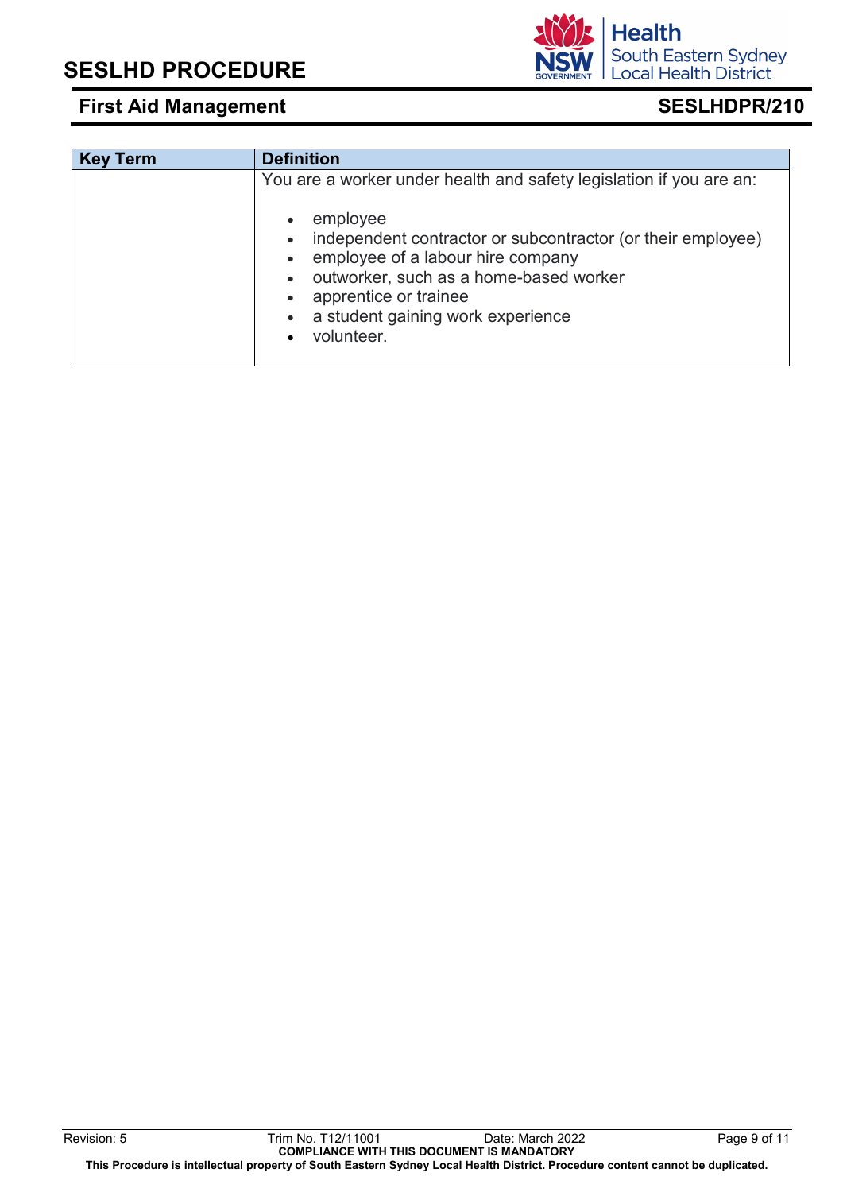| Key Term | Definition |
|---|---|
| | You are a worker under health and safety legislation if you are an:<br><br>• employee<br>• independent contractor or subcontractor (or their employee)<br>• employee of a labour hire company<br>• outworker, such as a home-based worker<br>• apprentice or trainee<br>• a student gaining work experience<br>• volunteer. |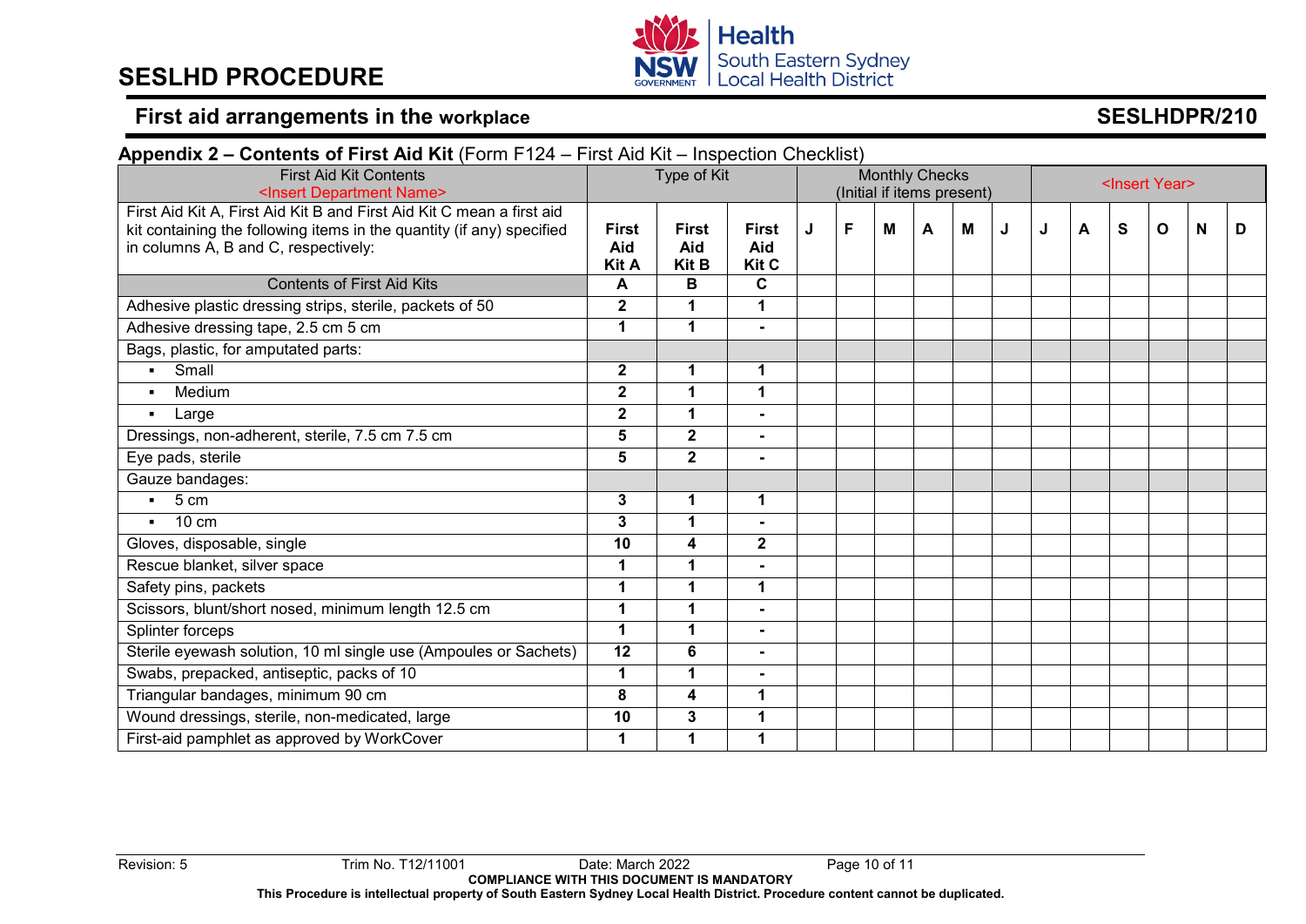## Appendix 2 – Contents of First Aid Kit (Form F124 – First Aid Kit – Inspection Checklist)

| First Aid Kit Contents <Insert Department Name> | Type of Kit | | | Monthly Checks (Initial if items present) | | | | | | <Insert Year> | | | | | |
|---|---|---|---|---|---|---|---|---|---|---|---|---|---|---|---|
| First Aid Kit A, First Aid Kit B and First Aid Kit C mean a first aid kit containing the following items in the quantity (if any) specified in columns A, B and C, respectively: | **First Aid Kit A** | **First Aid Kit B** | **First Aid Kit C** | **J** | **F** | **M** | **A** | **M** | **J** | **J** | **A** | **S** | **O** | **N** | **D** |
| Contents of First Aid Kits | **A** | **B** | **C** | | | | | | | | | | | | |
| Adhesive plastic dressing strips, sterile, packets of 50 | **2** | **1** | **1** | | | | | | | | | | | | |
| Adhesive dressing tape, 2.5 cm 5 cm | **1** | **1** | **-** | | | | | | | | | | | | |
| Bags, plastic, for amputated parts: | | | | | | | | | | | | | | | |
| ▪ Small | **2** | **1** | **1** | | | | | | | | | | | | |
| ▪ Medium | **2** | **1** | **1** | | | | | | | | | | | | |
| ▪ Large | **2** | **1** | **-** | | | | | | | | | | | | |
| Dressings, non-adherent, sterile, 7.5 cm 7.5 cm | **5** | **2** | **-** | | | | | | | | | | | | |
| Eye pads, sterile | **5** | **2** | **-** | | | | | | | | | | | | |
| Gauze bandages: | | | | | | | | | | | | | | | |
| ▪ 5 cm | **3** | **1** | **1** | | | | | | | | | | | | |
| ▪ 10 cm | **3** | **1** | **-** | | | | | | | | | | | | |
| Gloves, disposable, single | **10** | **4** | **2** | | | | | | | | | | | | |
| Rescue blanket, silver space | **1** | **1** | **-** | | | | | | | | | | | | |
| Safety pins, packets | **1** | **1** | **1** | | | | | | | | | | | | |
| Scissors, blunt/short nosed, minimum length 12.5 cm | **1** | **1** | **-** | | | | | | | | | | | | |
| Splinter forceps | **1** | **1** | **-** | | | | | | | | | | | | |
| Sterile eyewash solution, 10 ml single use (Ampoules or Sachets) | **12** | **6** | **-** | | | | | | | | | | | | |
| Swabs, prepacked, antiseptic, packs of 10 | **1** | **1** | **-** | | | | | | | | | | | | |
| Triangular bandages, minimum 90 cm | **8** | **4** | **1** | | | | | | | | | | | | |
| Wound dressings, sterile, non-medicated, large | **10** | **3** | **1** | | | | | | | | | | | | |
| First-aid pamphlet as approved by WorkCover | **1** | **1** | **1** | | | | | | | | | | | | |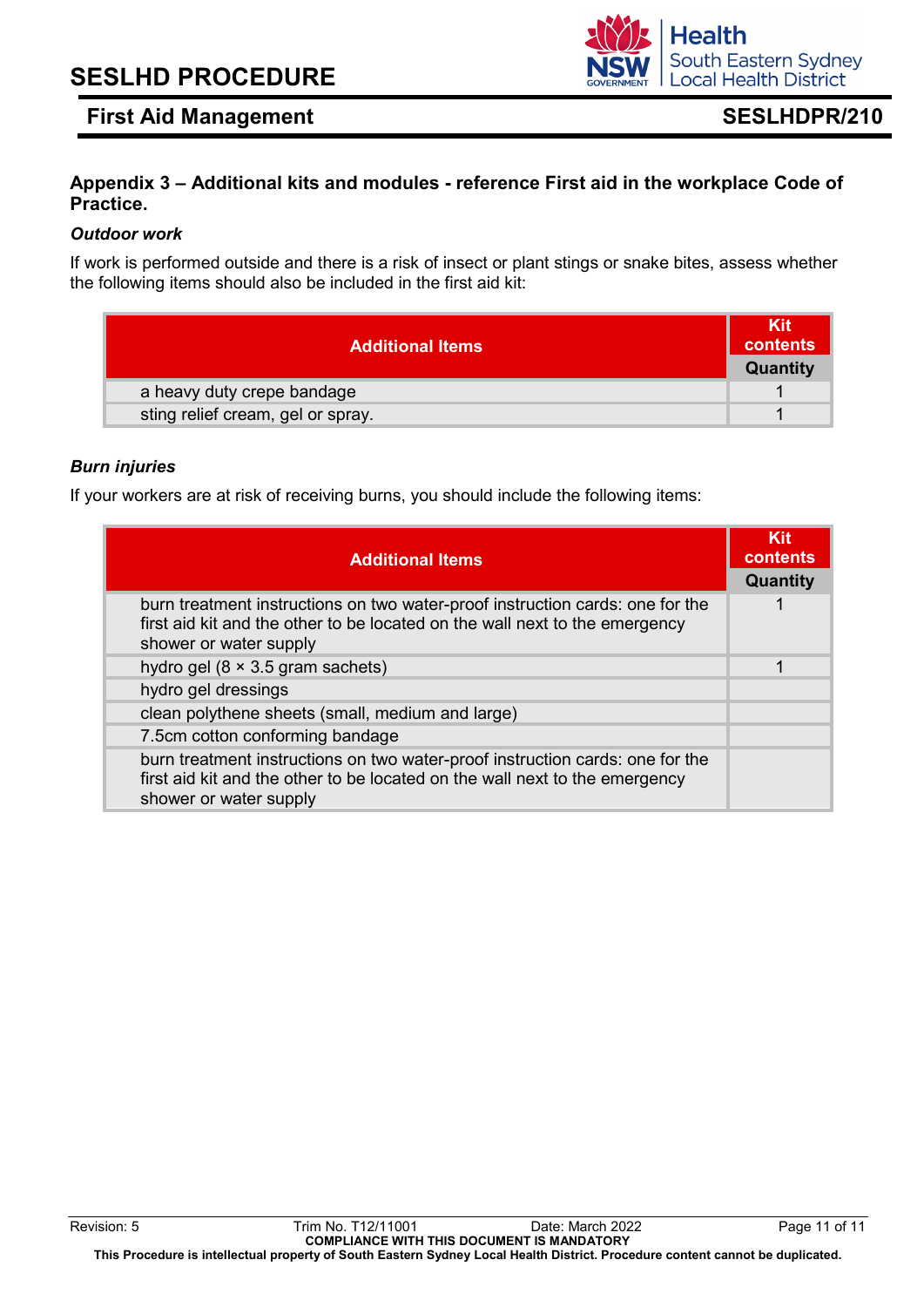## Appendix 3 – Additional kits and modules - reference First aid in the workplace Code of Practice.

### *Outdoor work*

If work is performed outside and there is a risk of insect or plant stings or snake bites, assess whether the following items should also be included in the first aid kit:

| Additional Items | Kit contents |
|---|---|
| | Quantity |
| a heavy duty crepe bandage | 1 |
| sting relief cream, gel or spray. | 1 |

### *Burn injuries*

If your workers are at risk of receiving burns, you should include the following items:

| Additional Items | Kit contents |
|---|---|
| | Quantity |
| burn treatment instructions on two water-proof instruction cards: one for the first aid kit and the other to be located on the wall next to the emergency shower or water supply | 1 |
| hydro gel (8 × 3.5 gram sachets) | 1 |
| hydro gel dressings | |
| clean polythene sheets (small, medium and large) | |
| 7.5cm cotton conforming bandage | |
| burn treatment instructions on two water-proof instruction cards: one for the first aid kit and the other to be located on the wall next to the emergency shower or water supply | |